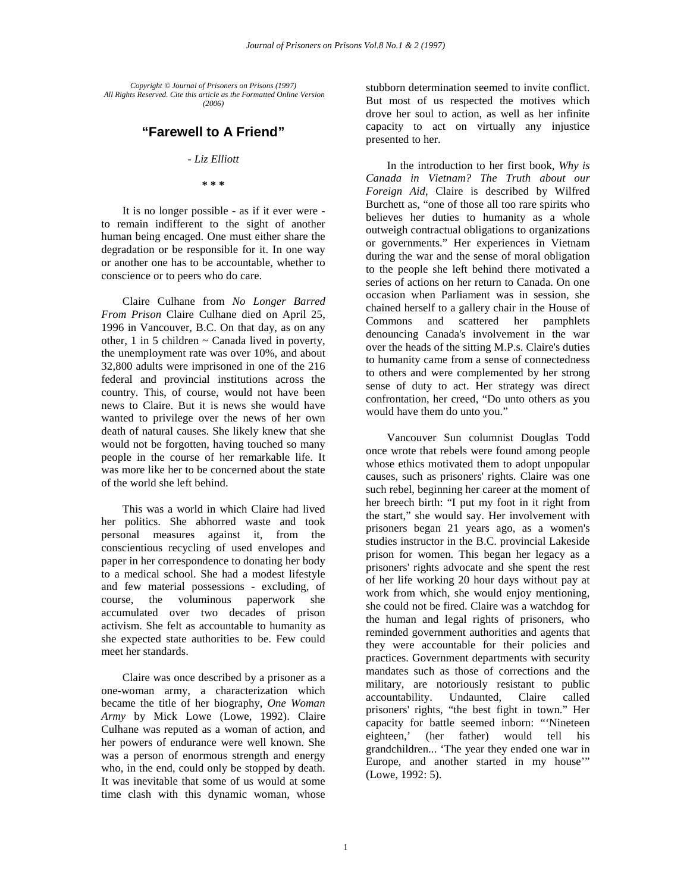Copyright © Journal of Prisoners on Prisons (1997)
All Rights Reserved. Cite this article as the Formatted Online Version (2006)

# "Farewell to A Friend"

*- Liz Elliott*

*\* \* \**

It is no longer possible - as if it ever were - to remain indifferent to the sight of another human being encaged. One must either share the degradation or be responsible for it. In one way or another one has to be accountable, whether to conscience or to peers who do care.

Claire Culhane from *No Longer Barred From Prison* Claire Culhane died on April 25, 1996 in Vancouver, B.C. On that day, as on any other, 1 in 5 children ~ Canada lived in poverty, the unemployment rate was over 10%, and about 32,800 adults were imprisoned in one of the 216 federal and provincial institutions across the country. This, of course, would not have been news to Claire. But it is news she would have wanted to privilege over the news of her own death of natural causes. She likely knew that she would not be forgotten, having touched so many people in the course of her remarkable life. It was more like her to be concerned about the state of the world she left behind.

This was a world in which Claire had lived her politics. She abhorred waste and took personal measures against it, from the conscientious recycling of used envelopes and paper in her correspondence to donating her body to a medical school. She had a modest lifestyle and few material possessions - excluding, of course, the voluminous paperwork she accumulated over two decades of prison activism. She felt as accountable to humanity as she expected state authorities to be. Few could meet her standards.

Claire was once described by a prisoner as a one-woman army, a characterization which became the title of her biography, *One Woman Army* by Mick Lowe (Lowe, 1992). Claire Culhane was reputed as a woman of action, and her powers of endurance were well known. She was a person of enormous strength and energy who, in the end, could only be stopped by death. It was inevitable that some of us would at some time clash with this dynamic woman, whose stubborn determination seemed to invite conflict. But most of us respected the motives which drove her soul to action, as well as her infinite capacity to act on virtually any injustice presented to her.

In the introduction to her first book, *Why is Canada in Vietnam? The Truth about our Foreign Aid*, Claire is described by Wilfred Burchett as, "one of those all too rare spirits who believes her duties to humanity as a whole outweigh contractual obligations to organizations or governments." Her experiences in Vietnam during the war and the sense of moral obligation to the people she left behind there motivated a series of actions on her return to Canada. On one occasion when Parliament was in session, she chained herself to a gallery chair in the House of Commons and scattered her pamphlets denouncing Canada's involvement in the war over the heads of the sitting M.P.s. Claire's duties to humanity came from a sense of connectedness to others and were complemented by her strong sense of duty to act. Her strategy was direct confrontation, her creed, "Do unto others as you would have them do unto you."

Vancouver Sun columnist Douglas Todd once wrote that rebels were found among people whose ethics motivated them to adopt unpopular causes, such as prisoners' rights. Claire was one such rebel, beginning her career at the moment of her breech birth: "I put my foot in it right from the start," she would say. Her involvement with prisoners began 21 years ago, as a women's studies instructor in the B.C. provincial Lakeside prison for women. This began her legacy as a prisoners' rights advocate and she spent the rest of her life working 20 hour days without pay at work from which, she would enjoy mentioning, she could not be fired. Claire was a watchdog for the human and legal rights of prisoners, who reminded government authorities and agents that they were accountable for their policies and practices. Government departments with security mandates such as those of corrections and the military, are notoriously resistant to public accountability. Undaunted, Claire called prisoners' rights, "the best fight in town." Her capacity for battle seemed inborn: "'Nineteen eighteen,' (her father) would tell his grandchildren... 'The year they ended one war in Europe, and another started in my house'" (Lowe, 1992: 5).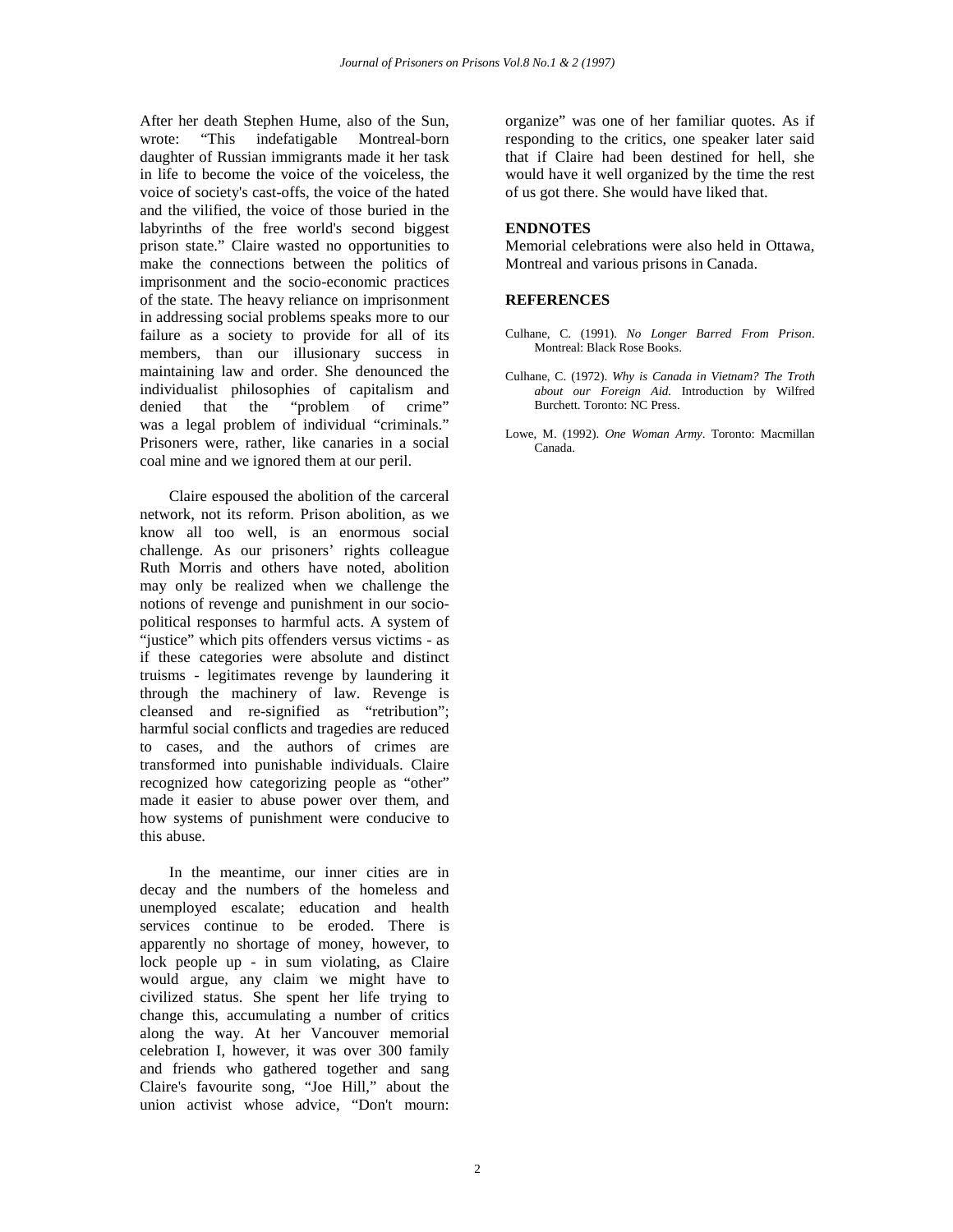After her death Stephen Hume, also of the Sun, wrote: "This indefatigable Montreal-born daughter of Russian immigrants made it her task in life to become the voice of the voiceless, the voice of society's cast-offs, the voice of the hated and the vilified, the voice of those buried in the labyrinths of the free world's second biggest prison state." Claire wasted no opportunities to make the connections between the politics of imprisonment and the socio-economic practices of the state. The heavy reliance on imprisonment in addressing social problems speaks more to our failure as a society to provide for all of its members, than our illusionary success in maintaining law and order. She denounced the individualist philosophies of capitalism and denied that the "problem of crime" was a legal problem of individual "criminals." Prisoners were, rather, like canaries in a social coal mine and we ignored them at our peril.

Claire espoused the abolition of the carceral network, not its reform. Prison abolition, as we know all too well, is an enormous social challenge. As our prisoners' rights colleague Ruth Morris and others have noted, abolition may only be realized when we challenge the notions of revenge and punishment in our socio-political responses to harmful acts. A system of "justice" which pits offenders versus victims - as if these categories were absolute and distinct truisms - legitimates revenge by laundering it through the machinery of law. Revenge is cleansed and re-signified as "retribution"; harmful social conflicts and tragedies are reduced to cases, and the authors of crimes are transformed into punishable individuals. Claire recognized how categorizing people as "other" made it easier to abuse power over them, and how systems of punishment were conducive to this abuse.

In the meantime, our inner cities are in decay and the numbers of the homeless and unemployed escalate; education and health services continue to be eroded. There is apparently no shortage of money, however, to lock people up - in sum violating, as Claire would argue, any claim we might have to civilized status. She spent her life trying to change this, accumulating a number of critics along the way. At her Vancouver memorial celebration I, however, it was over 300 family and friends who gathered together and sang Claire's favourite song, "Joe Hill," about the union activist whose advice, "Don't mourn: organize" was one of her familiar quotes. As if responding to the critics, one speaker later said that if Claire had been destined for hell, she would have it well organized by the time the rest of us got there. She would have liked that.

## ENDNOTES

Memorial celebrations were also held in Ottawa, Montreal and various prisons in Canada.

## REFERENCES

Culhane, C. (1991). *No Longer Barred From Prison*. Montreal: Black Rose Books.

Culhane, C. (1972). *Why is Canada in Vietnam? The Troth about our Foreign Aid.* Introduction by Wilfred Burchett. Toronto: NC Press.

Lowe, M. (1992). *One Woman Army*. Toronto: Macmillan Canada.